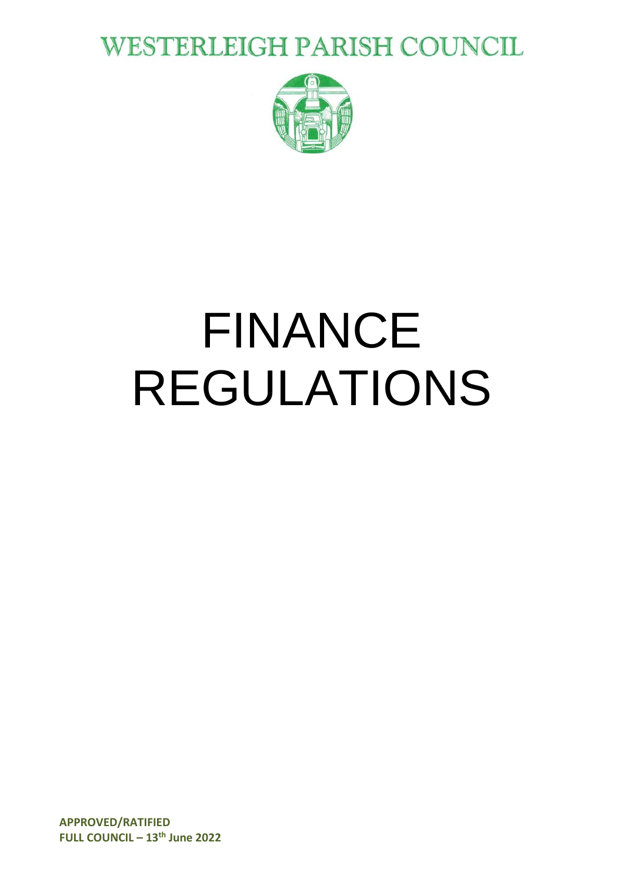# WESTERLEIGH PARISH COUNCIL

# FINANCE REGULATIONS

**APPROVED/RATIFIED**
**FULL COUNCIL – 13th June 2022**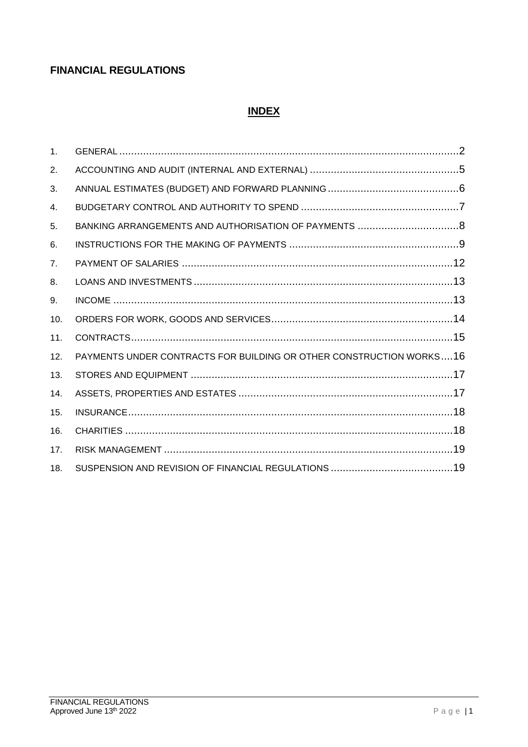# FINANCIAL REGULATIONS

## INDEX

| | | |
|---|---|---|
| 1. | GENERAL | 2 |
| 2. | ACCOUNTING AND AUDIT (INTERNAL AND EXTERNAL) | 5 |
| 3. | ANNUAL ESTIMATES (BUDGET) AND FORWARD PLANNING | 6 |
| 4. | BUDGETARY CONTROL AND AUTHORITY TO SPEND | 7 |
| 5. | BANKING ARRANGEMENTS AND AUTHORISATION OF PAYMENTS | 8 |
| 6. | INSTRUCTIONS FOR THE MAKING OF PAYMENTS | 9 |
| 7. | PAYMENT OF SALARIES | 12 |
| 8. | LOANS AND INVESTMENTS | 13 |
| 9. | INCOME | 13 |
| 10. | ORDERS FOR WORK, GOODS AND SERVICES | 14 |
| 11. | CONTRACTS | 15 |
| 12. | PAYMENTS UNDER CONTRACTS FOR BUILDING OR OTHER CONSTRUCTION WORKS | 16 |
| 13. | STORES AND EQUIPMENT | 17 |
| 14. | ASSETS, PROPERTIES AND ESTATES | 17 |
| 15. | INSURANCE | 18 |
| 16. | CHARITIES | 18 |
| 17. | RISK MANAGEMENT | 19 |
| 18. | SUSPENSION AND REVISION OF FINANCIAL REGULATIONS | 19 |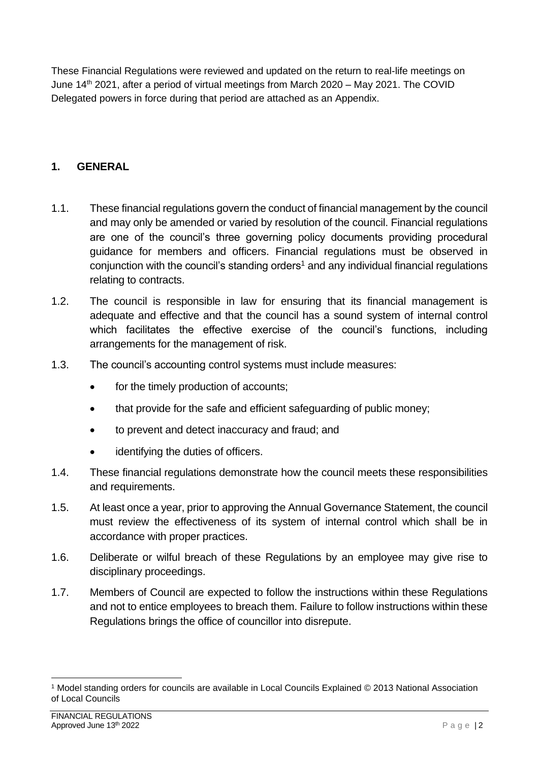These Financial Regulations were reviewed and updated on the return to real-life meetings on June 14th 2021, after a period of virtual meetings from March 2020 – May 2021. The COVID Delegated powers in force during that period are attached as an Appendix.

## 1. GENERAL

1.1. These financial regulations govern the conduct of financial management by the council and may only be amended or varied by resolution of the council. Financial regulations are one of the council's three governing policy documents providing procedural guidance for members and officers. Financial regulations must be observed in conjunction with the council's standing orders[1] and any individual financial regulations relating to contracts.

1.2. The council is responsible in law for ensuring that its financial management is adequate and effective and that the council has a sound system of internal control which facilitates the effective exercise of the council's functions, including arrangements for the management of risk.

1.3. The council's accounting control systems must include measures:

- for the timely production of accounts;
- that provide for the safe and efficient safeguarding of public money;
- to prevent and detect inaccuracy and fraud; and
- identifying the duties of officers.

1.4. These financial regulations demonstrate how the council meets these responsibilities and requirements.

1.5. At least once a year, prior to approving the Annual Governance Statement, the council must review the effectiveness of its system of internal control which shall be in accordance with proper practices.

1.6. Deliberate or wilful breach of these Regulations by an employee may give rise to disciplinary proceedings.

1.7. Members of Council are expected to follow the instructions within these Regulations and not to entice employees to breach them. Failure to follow instructions within these Regulations brings the office of councillor into disrepute.

[1] Model standing orders for councils are available in Local Councils Explained © 2013 National Association of Local Councils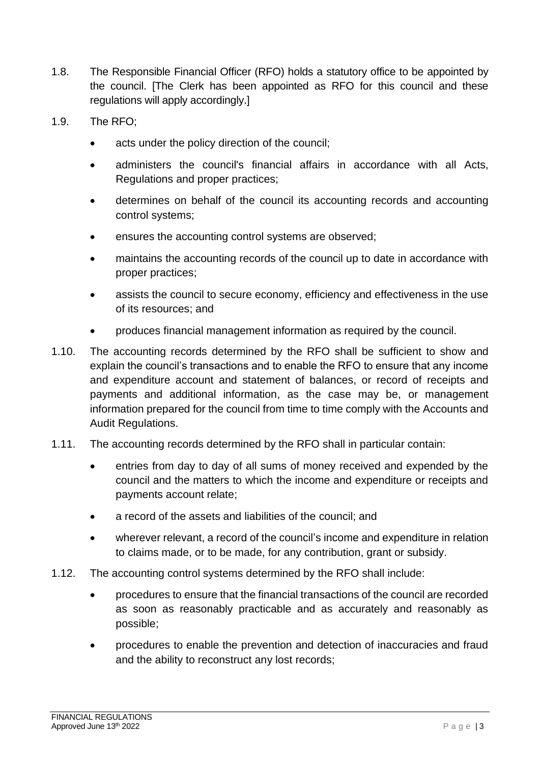1.8. The Responsible Financial Officer (RFO) holds a statutory office to be appointed by the council. [The Clerk has been appointed as RFO for this council and these regulations will apply accordingly.]

1.9. The RFO;

- acts under the policy direction of the council;
- administers the council's financial affairs in accordance with all Acts, Regulations and proper practices;
- determines on behalf of the council its accounting records and accounting control systems;
- ensures the accounting control systems are observed;
- maintains the accounting records of the council up to date in accordance with proper practices;
- assists the council to secure economy, efficiency and effectiveness in the use of its resources; and
- produces financial management information as required by the council.

1.10. The accounting records determined by the RFO shall be sufficient to show and explain the council's transactions and to enable the RFO to ensure that any income and expenditure account and statement of balances, or record of receipts and payments and additional information, as the case may be, or management information prepared for the council from time to time comply with the Accounts and Audit Regulations.

1.11. The accounting records determined by the RFO shall in particular contain:

- entries from day to day of all sums of money received and expended by the council and the matters to which the income and expenditure or receipts and payments account relate;
- a record of the assets and liabilities of the council; and
- wherever relevant, a record of the council's income and expenditure in relation to claims made, or to be made, for any contribution, grant or subsidy.

1.12. The accounting control systems determined by the RFO shall include:

- procedures to ensure that the financial transactions of the council are recorded as soon as reasonably practicable and as accurately and reasonably as possible;
- procedures to enable the prevention and detection of inaccuracies and fraud and the ability to reconstruct any lost records;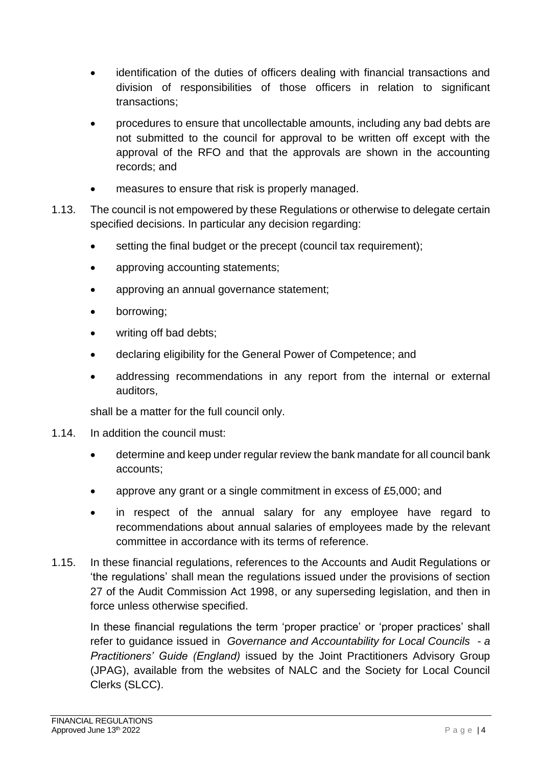- identification of the duties of officers dealing with financial transactions and division of responsibilities of those officers in relation to significant transactions;
- procedures to ensure that uncollectable amounts, including any bad debts are not submitted to the council for approval to be written off except with the approval of the RFO and that the approvals are shown in the accounting records; and
- measures to ensure that risk is properly managed.

1.13. The council is not empowered by these Regulations or otherwise to delegate certain specified decisions. In particular any decision regarding:

- setting the final budget or the precept (council tax requirement);
- approving accounting statements;
- approving an annual governance statement;
- borrowing;
- writing off bad debts;
- declaring eligibility for the General Power of Competence; and
- addressing recommendations in any report from the internal or external auditors,

shall be a matter for the full council only.

1.14. In addition the council must:

- determine and keep under regular review the bank mandate for all council bank accounts;
- approve any grant or a single commitment in excess of £5,000; and
- in respect of the annual salary for any employee have regard to recommendations about annual salaries of employees made by the relevant committee in accordance with its terms of reference.

1.15. In these financial regulations, references to the Accounts and Audit Regulations or 'the regulations' shall mean the regulations issued under the provisions of section 27 of the Audit Commission Act 1998, or any superseding legislation, and then in force unless otherwise specified.

In these financial regulations the term 'proper practice' or 'proper practices' shall refer to guidance issued in *Governance and Accountability for Local Councils - a Practitioners' Guide (England)* issued by the Joint Practitioners Advisory Group (JPAG), available from the websites of NALC and the Society for Local Council Clerks (SLCC).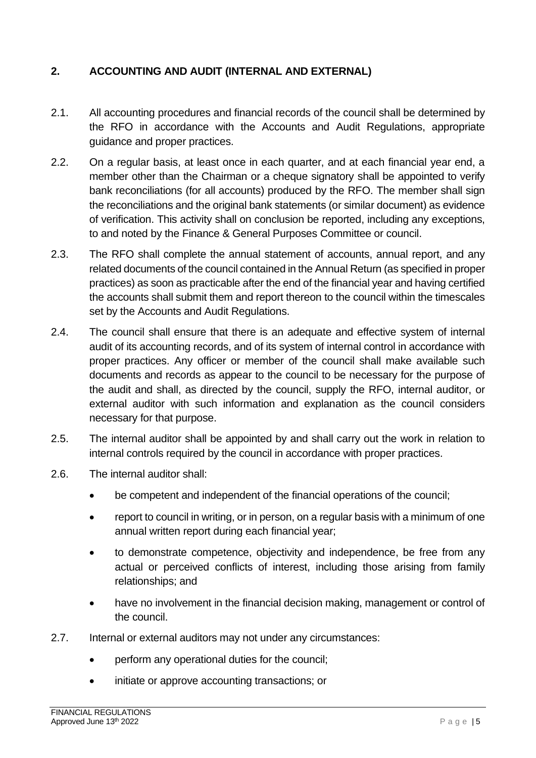## 2. ACCOUNTING AND AUDIT (INTERNAL AND EXTERNAL)

2.1. All accounting procedures and financial records of the council shall be determined by the RFO in accordance with the Accounts and Audit Regulations, appropriate guidance and proper practices.

2.2. On a regular basis, at least once in each quarter, and at each financial year end, a member other than the Chairman or a cheque signatory shall be appointed to verify bank reconciliations (for all accounts) produced by the RFO. The member shall sign the reconciliations and the original bank statements (or similar document) as evidence of verification. This activity shall on conclusion be reported, including any exceptions, to and noted by the Finance & General Purposes Committee or council.

2.3. The RFO shall complete the annual statement of accounts, annual report, and any related documents of the council contained in the Annual Return (as specified in proper practices) as soon as practicable after the end of the financial year and having certified the accounts shall submit them and report thereon to the council within the timescales set by the Accounts and Audit Regulations.

2.4. The council shall ensure that there is an adequate and effective system of internal audit of its accounting records, and of its system of internal control in accordance with proper practices. Any officer or member of the council shall make available such documents and records as appear to the council to be necessary for the purpose of the audit and shall, as directed by the council, supply the RFO, internal auditor, or external auditor with such information and explanation as the council considers necessary for that purpose.

2.5. The internal auditor shall be appointed by and shall carry out the work in relation to internal controls required by the council in accordance with proper practices.

2.6. The internal auditor shall:

- be competent and independent of the financial operations of the council;
- report to council in writing, or in person, on a regular basis with a minimum of one annual written report during each financial year;
- to demonstrate competence, objectivity and independence, be free from any actual or perceived conflicts of interest, including those arising from family relationships; and
- have no involvement in the financial decision making, management or control of the council.

2.7. Internal or external auditors may not under any circumstances:

- perform any operational duties for the council;
- initiate or approve accounting transactions; or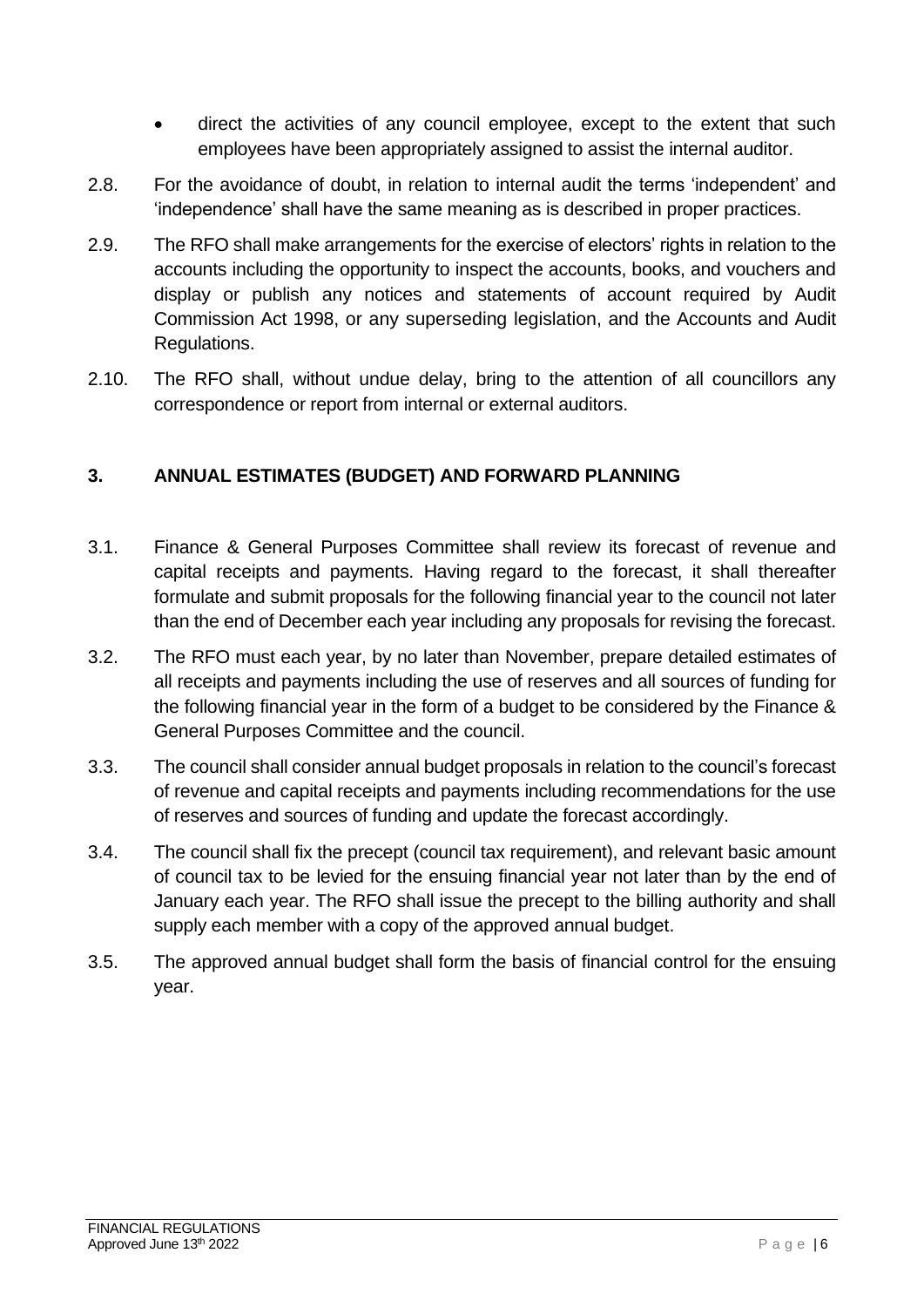- direct the activities of any council employee, except to the extent that such employees have been appropriately assigned to assist the internal auditor.

2.8. For the avoidance of doubt, in relation to internal audit the terms 'independent' and 'independence' shall have the same meaning as is described in proper practices.

2.9. The RFO shall make arrangements for the exercise of electors' rights in relation to the accounts including the opportunity to inspect the accounts, books, and vouchers and display or publish any notices and statements of account required by Audit Commission Act 1998, or any superseding legislation, and the Accounts and Audit Regulations.

2.10. The RFO shall, without undue delay, bring to the attention of all councillors any correspondence or report from internal or external auditors.

## 3. ANNUAL ESTIMATES (BUDGET) AND FORWARD PLANNING

3.1. Finance & General Purposes Committee shall review its forecast of revenue and capital receipts and payments. Having regard to the forecast, it shall thereafter formulate and submit proposals for the following financial year to the council not later than the end of December each year including any proposals for revising the forecast.

3.2. The RFO must each year, by no later than November, prepare detailed estimates of all receipts and payments including the use of reserves and all sources of funding for the following financial year in the form of a budget to be considered by the Finance & General Purposes Committee and the council.

3.3. The council shall consider annual budget proposals in relation to the council's forecast of revenue and capital receipts and payments including recommendations for the use of reserves and sources of funding and update the forecast accordingly.

3.4. The council shall fix the precept (council tax requirement), and relevant basic amount of council tax to be levied for the ensuing financial year not later than by the end of January each year. The RFO shall issue the precept to the billing authority and shall supply each member with a copy of the approved annual budget.

3.5. The approved annual budget shall form the basis of financial control for the ensuing year.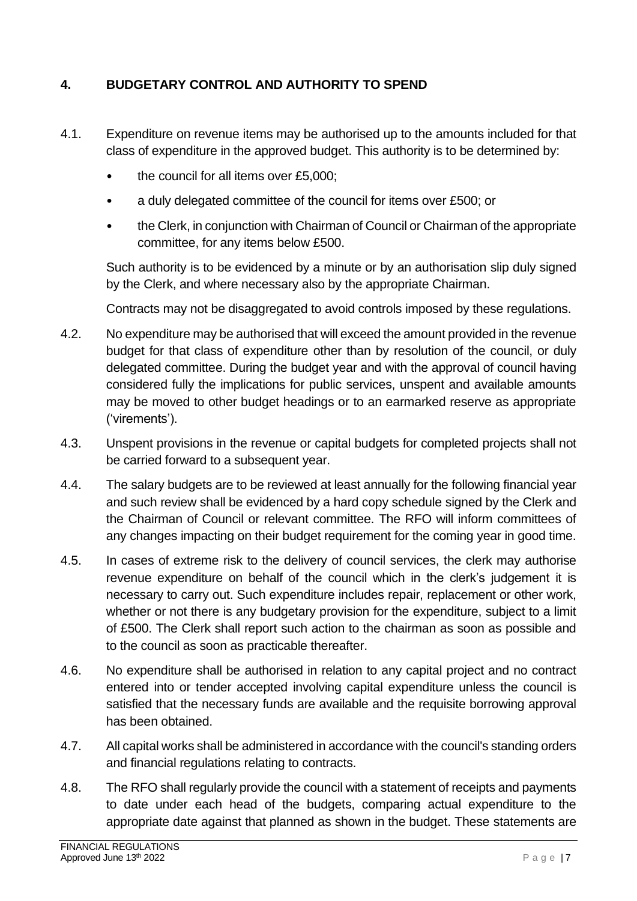## 4. BUDGETARY CONTROL AND AUTHORITY TO SPEND

4.1. Expenditure on revenue items may be authorised up to the amounts included for that class of expenditure in the approved budget. This authority is to be determined by:

- the council for all items over £5,000;
- a duly delegated committee of the council for items over £500; or
- the Clerk, in conjunction with Chairman of Council or Chairman of the appropriate committee, for any items below £500.

Such authority is to be evidenced by a minute or by an authorisation slip duly signed by the Clerk, and where necessary also by the appropriate Chairman.

Contracts may not be disaggregated to avoid controls imposed by these regulations.

4.2. No expenditure may be authorised that will exceed the amount provided in the revenue budget for that class of expenditure other than by resolution of the council, or duly delegated committee. During the budget year and with the approval of council having considered fully the implications for public services, unspent and available amounts may be moved to other budget headings or to an earmarked reserve as appropriate ('virements').

4.3. Unspent provisions in the revenue or capital budgets for completed projects shall not be carried forward to a subsequent year.

4.4. The salary budgets are to be reviewed at least annually for the following financial year and such review shall be evidenced by a hard copy schedule signed by the Clerk and the Chairman of Council or relevant committee. The RFO will inform committees of any changes impacting on their budget requirement for the coming year in good time.

4.5. In cases of extreme risk to the delivery of council services, the clerk may authorise revenue expenditure on behalf of the council which in the clerk's judgement it is necessary to carry out. Such expenditure includes repair, replacement or other work, whether or not there is any budgetary provision for the expenditure, subject to a limit of £500. The Clerk shall report such action to the chairman as soon as possible and to the council as soon as practicable thereafter.

4.6. No expenditure shall be authorised in relation to any capital project and no contract entered into or tender accepted involving capital expenditure unless the council is satisfied that the necessary funds are available and the requisite borrowing approval has been obtained.

4.7. All capital works shall be administered in accordance with the council's standing orders and financial regulations relating to contracts.

4.8. The RFO shall regularly provide the council with a statement of receipts and payments to date under each head of the budgets, comparing actual expenditure to the appropriate date against that planned as shown in the budget. These statements are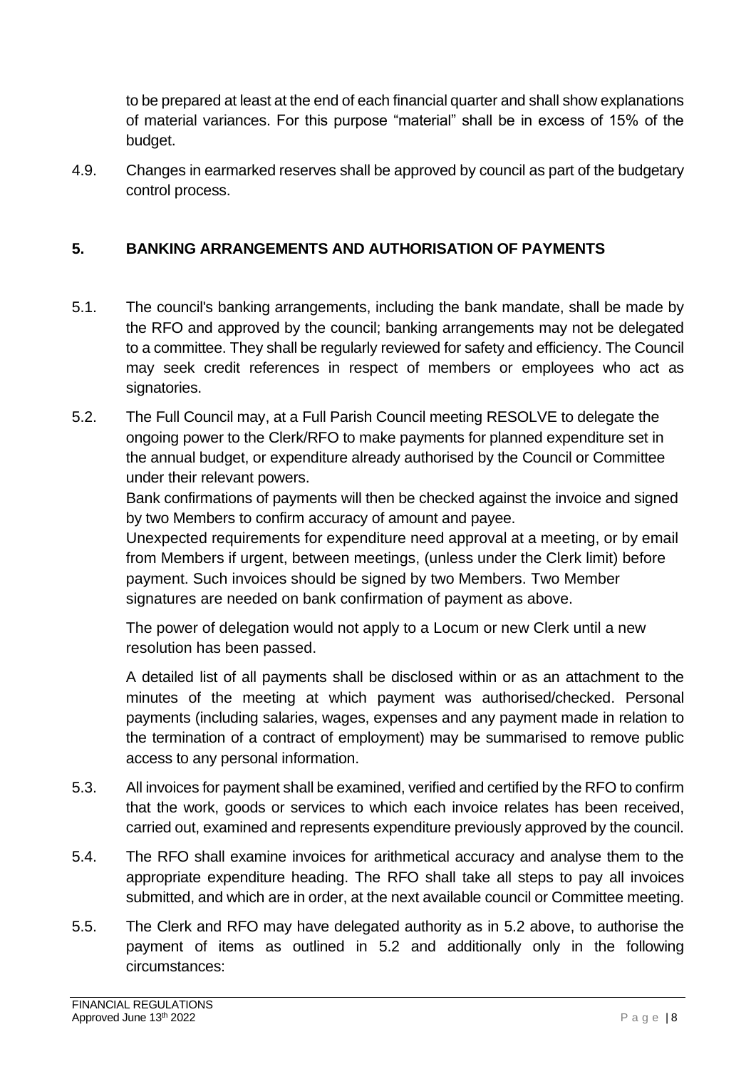to be prepared at least at the end of each financial quarter and shall show explanations of material variances. For this purpose "material" shall be in excess of 15% of the budget.

4.9. Changes in earmarked reserves shall be approved by council as part of the budgetary control process.

## 5. BANKING ARRANGEMENTS AND AUTHORISATION OF PAYMENTS

5.1. The council's banking arrangements, including the bank mandate, shall be made by the RFO and approved by the council; banking arrangements may not be delegated to a committee. They shall be regularly reviewed for safety and efficiency. The Council may seek credit references in respect of members or employees who act as signatories.

5.2. The Full Council may, at a Full Parish Council meeting RESOLVE to delegate the ongoing power to the Clerk/RFO to make payments for planned expenditure set in the annual budget, or expenditure already authorised by the Council or Committee under their relevant powers.

Bank confirmations of payments will then be checked against the invoice and signed by two Members to confirm accuracy of amount and payee.

Unexpected requirements for expenditure need approval at a meeting, or by email from Members if urgent, between meetings, (unless under the Clerk limit) before payment. Such invoices should be signed by two Members. Two Member signatures are needed on bank confirmation of payment as above.

The power of delegation would not apply to a Locum or new Clerk until a new resolution has been passed.

A detailed list of all payments shall be disclosed within or as an attachment to the minutes of the meeting at which payment was authorised/checked. Personal payments (including salaries, wages, expenses and any payment made in relation to the termination of a contract of employment) may be summarised to remove public access to any personal information.

5.3. All invoices for payment shall be examined, verified and certified by the RFO to confirm that the work, goods or services to which each invoice relates has been received, carried out, examined and represents expenditure previously approved by the council.

5.4. The RFO shall examine invoices for arithmetical accuracy and analyse them to the appropriate expenditure heading. The RFO shall take all steps to pay all invoices submitted, and which are in order, at the next available council or Committee meeting.

5.5. The Clerk and RFO may have delegated authority as in 5.2 above, to authorise the payment of items as outlined in 5.2 and additionally only in the following circumstances: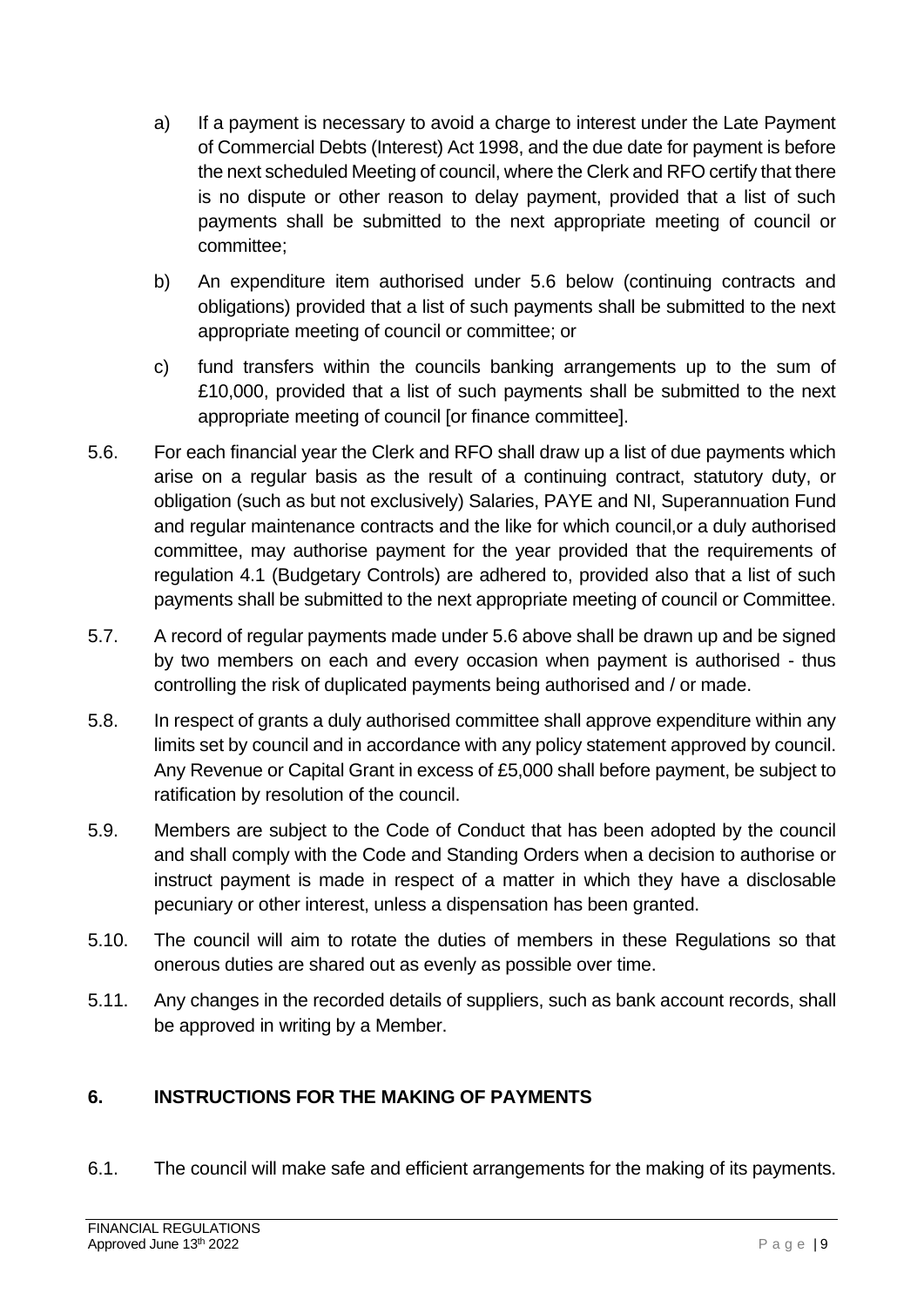a) If a payment is necessary to avoid a charge to interest under the Late Payment of Commercial Debts (Interest) Act 1998, and the due date for payment is before the next scheduled Meeting of council, where the Clerk and RFO certify that there is no dispute or other reason to delay payment, provided that a list of such payments shall be submitted to the next appropriate meeting of council or committee;

b) An expenditure item authorised under 5.6 below (continuing contracts and obligations) provided that a list of such payments shall be submitted to the next appropriate meeting of council or committee; or

c) fund transfers within the councils banking arrangements up to the sum of £10,000, provided that a list of such payments shall be submitted to the next appropriate meeting of council [or finance committee].

5.6. For each financial year the Clerk and RFO shall draw up a list of due payments which arise on a regular basis as the result of a continuing contract, statutory duty, or obligation (such as but not exclusively) Salaries, PAYE and NI, Superannuation Fund and regular maintenance contracts and the like for which council,or a duly authorised committee, may authorise payment for the year provided that the requirements of regulation 4.1 (Budgetary Controls) are adhered to, provided also that a list of such payments shall be submitted to the next appropriate meeting of council or Committee.

5.7. A record of regular payments made under 5.6 above shall be drawn up and be signed by two members on each and every occasion when payment is authorised - thus controlling the risk of duplicated payments being authorised and / or made.

5.8. In respect of grants a duly authorised committee shall approve expenditure within any limits set by council and in accordance with any policy statement approved by council. Any Revenue or Capital Grant in excess of £5,000 shall before payment, be subject to ratification by resolution of the council.

5.9. Members are subject to the Code of Conduct that has been adopted by the council and shall comply with the Code and Standing Orders when a decision to authorise or instruct payment is made in respect of a matter in which they have a disclosable pecuniary or other interest, unless a dispensation has been granted.

5.10. The council will aim to rotate the duties of members in these Regulations so that onerous duties are shared out as evenly as possible over time.

5.11. Any changes in the recorded details of suppliers, such as bank account records, shall be approved in writing by a Member.

## 6. INSTRUCTIONS FOR THE MAKING OF PAYMENTS

6.1. The council will make safe and efficient arrangements for the making of its payments.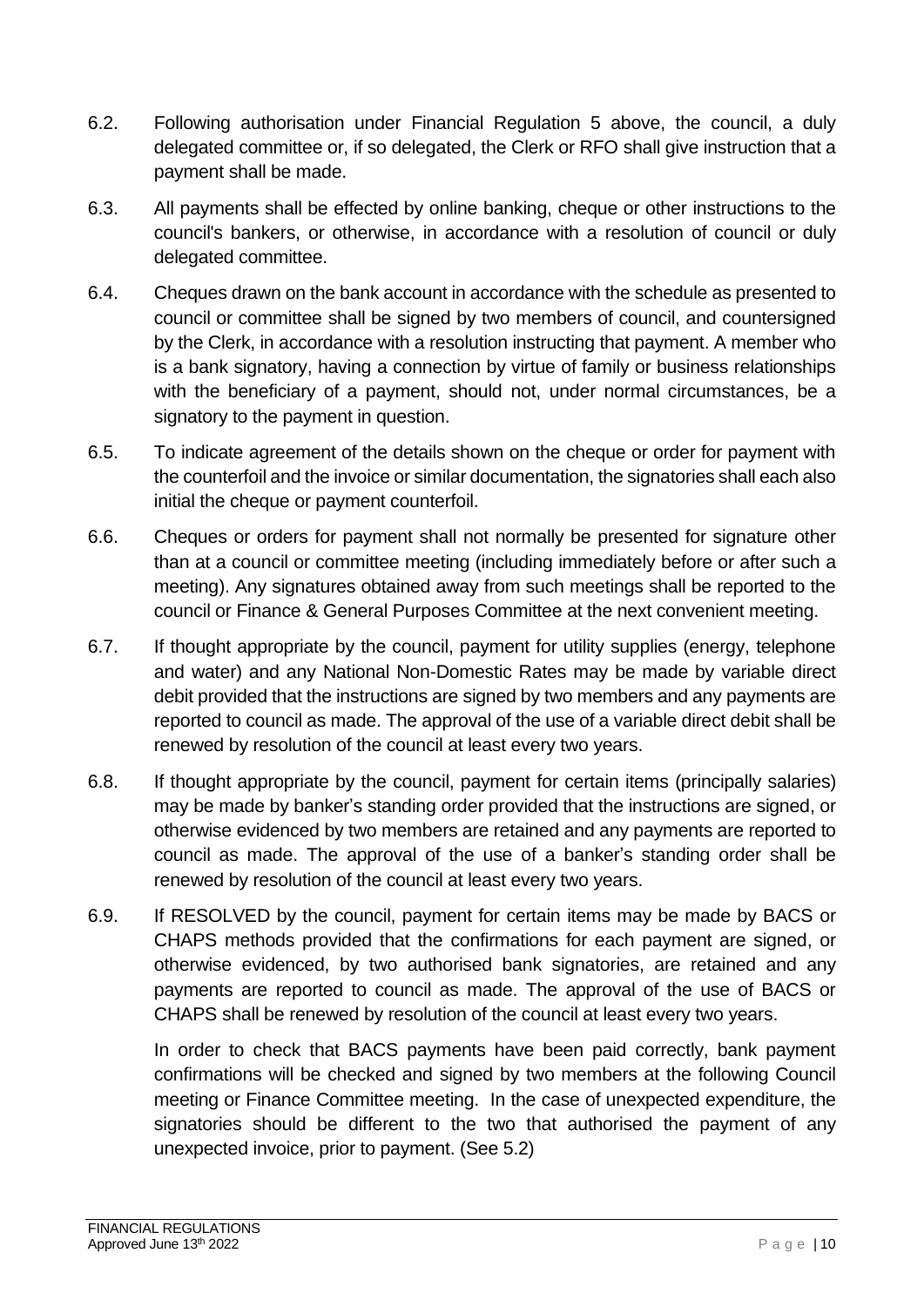6.2. Following authorisation under Financial Regulation 5 above, the council, a duly delegated committee or, if so delegated, the Clerk or RFO shall give instruction that a payment shall be made.

6.3. All payments shall be effected by online banking, cheque or other instructions to the council's bankers, or otherwise, in accordance with a resolution of council or duly delegated committee.

6.4. Cheques drawn on the bank account in accordance with the schedule as presented to council or committee shall be signed by two members of council, and countersigned by the Clerk, in accordance with a resolution instructing that payment. A member who is a bank signatory, having a connection by virtue of family or business relationships with the beneficiary of a payment, should not, under normal circumstances, be a signatory to the payment in question.

6.5. To indicate agreement of the details shown on the cheque or order for payment with the counterfoil and the invoice or similar documentation, the signatories shall each also initial the cheque or payment counterfoil.

6.6. Cheques or orders for payment shall not normally be presented for signature other than at a council or committee meeting (including immediately before or after such a meeting). Any signatures obtained away from such meetings shall be reported to the council or Finance & General Purposes Committee at the next convenient meeting.

6.7. If thought appropriate by the council, payment for utility supplies (energy, telephone and water) and any National Non-Domestic Rates may be made by variable direct debit provided that the instructions are signed by two members and any payments are reported to council as made. The approval of the use of a variable direct debit shall be renewed by resolution of the council at least every two years.

6.8. If thought appropriate by the council, payment for certain items (principally salaries) may be made by banker's standing order provided that the instructions are signed, or otherwise evidenced by two members are retained and any payments are reported to council as made. The approval of the use of a banker's standing order shall be renewed by resolution of the council at least every two years.

6.9. If RESOLVED by the council, payment for certain items may be made by BACS or CHAPS methods provided that the confirmations for each payment are signed, or otherwise evidenced, by two authorised bank signatories, are retained and any payments are reported to council as made. The approval of the use of BACS or CHAPS shall be renewed by resolution of the council at least every two years.

In order to check that BACS payments have been paid correctly, bank payment confirmations will be checked and signed by two members at the following Council meeting or Finance Committee meeting. In the case of unexpected expenditure, the signatories should be different to the two that authorised the payment of any unexpected invoice, prior to payment. (See 5.2)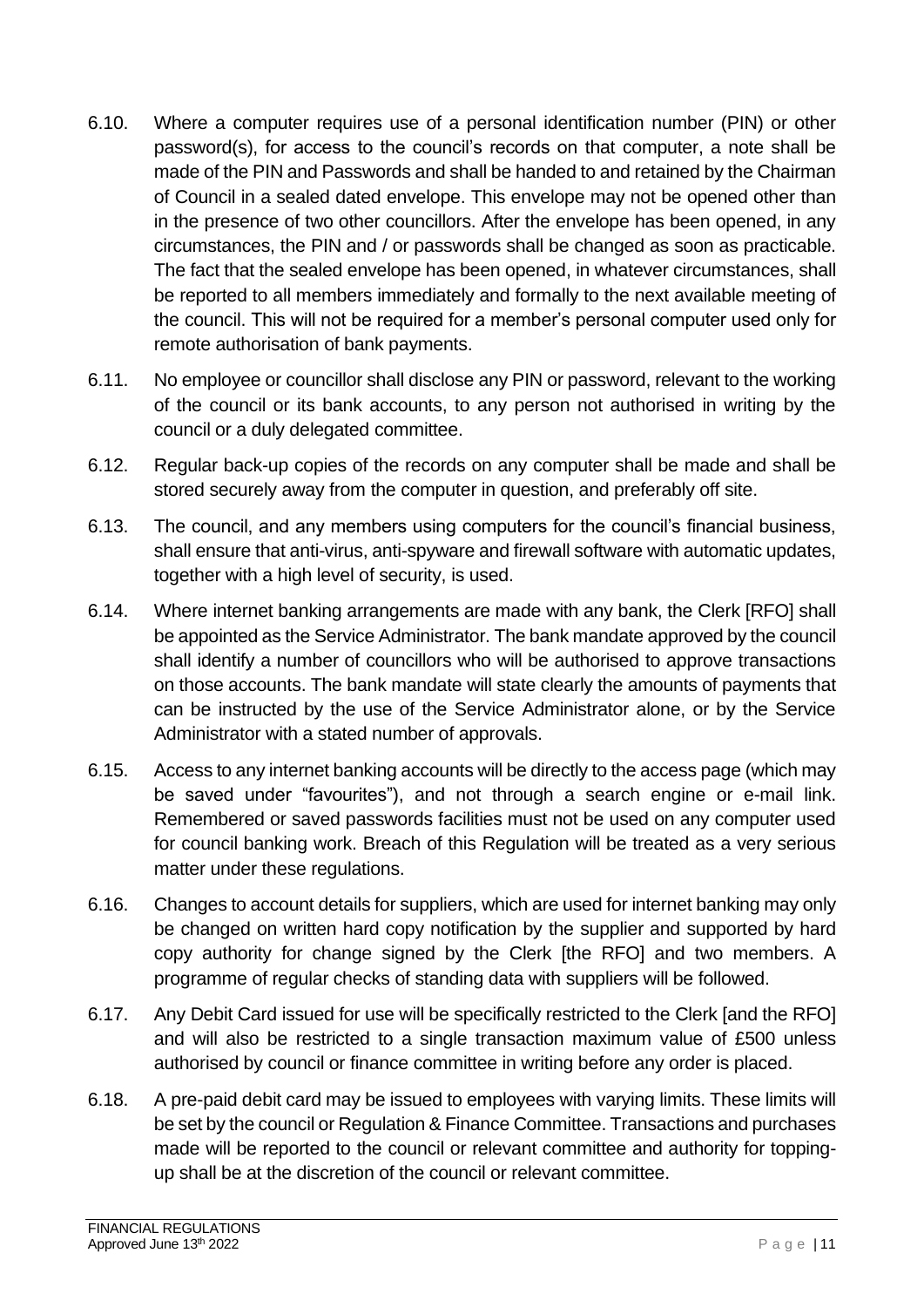6.10. Where a computer requires use of a personal identification number (PIN) or other password(s), for access to the council's records on that computer, a note shall be made of the PIN and Passwords and shall be handed to and retained by the Chairman of Council in a sealed dated envelope. This envelope may not be opened other than in the presence of two other councillors. After the envelope has been opened, in any circumstances, the PIN and / or passwords shall be changed as soon as practicable. The fact that the sealed envelope has been opened, in whatever circumstances, shall be reported to all members immediately and formally to the next available meeting of the council. This will not be required for a member's personal computer used only for remote authorisation of bank payments.

6.11. No employee or councillor shall disclose any PIN or password, relevant to the working of the council or its bank accounts, to any person not authorised in writing by the council or a duly delegated committee.

6.12. Regular back-up copies of the records on any computer shall be made and shall be stored securely away from the computer in question, and preferably off site.

6.13. The council, and any members using computers for the council's financial business, shall ensure that anti-virus, anti-spyware and firewall software with automatic updates, together with a high level of security, is used.

6.14. Where internet banking arrangements are made with any bank, the Clerk [RFO] shall be appointed as the Service Administrator. The bank mandate approved by the council shall identify a number of councillors who will be authorised to approve transactions on those accounts. The bank mandate will state clearly the amounts of payments that can be instructed by the use of the Service Administrator alone, or by the Service Administrator with a stated number of approvals.

6.15. Access to any internet banking accounts will be directly to the access page (which may be saved under "favourites"), and not through a search engine or e-mail link. Remembered or saved passwords facilities must not be used on any computer used for council banking work. Breach of this Regulation will be treated as a very serious matter under these regulations.

6.16. Changes to account details for suppliers, which are used for internet banking may only be changed on written hard copy notification by the supplier and supported by hard copy authority for change signed by the Clerk [the RFO] and two members. A programme of regular checks of standing data with suppliers will be followed.

6.17. Any Debit Card issued for use will be specifically restricted to the Clerk [and the RFO] and will also be restricted to a single transaction maximum value of £500 unless authorised by council or finance committee in writing before any order is placed.

6.18. A pre-paid debit card may be issued to employees with varying limits. These limits will be set by the council or Regulation & Finance Committee. Transactions and purchases made will be reported to the council or relevant committee and authority for topping-up shall be at the discretion of the council or relevant committee.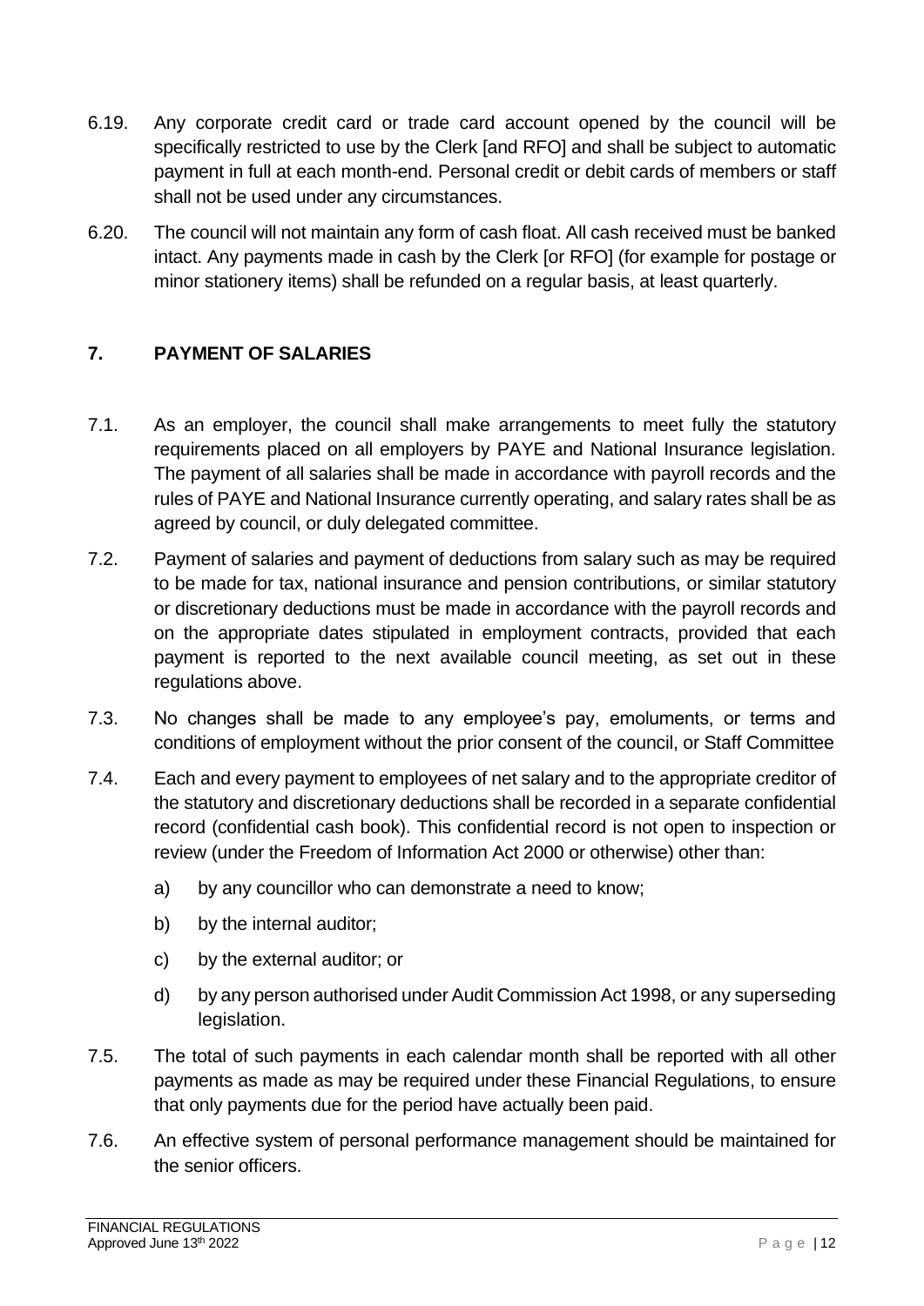6.19. Any corporate credit card or trade card account opened by the council will be specifically restricted to use by the Clerk [and RFO] and shall be subject to automatic payment in full at each month-end. Personal credit or debit cards of members or staff shall not be used under any circumstances.

6.20. The council will not maintain any form of cash float. All cash received must be banked intact. Any payments made in cash by the Clerk [or RFO] (for example for postage or minor stationery items) shall be refunded on a regular basis, at least quarterly.

## 7. PAYMENT OF SALARIES

7.1. As an employer, the council shall make arrangements to meet fully the statutory requirements placed on all employers by PAYE and National Insurance legislation. The payment of all salaries shall be made in accordance with payroll records and the rules of PAYE and National Insurance currently operating, and salary rates shall be as agreed by council, or duly delegated committee.

7.2. Payment of salaries and payment of deductions from salary such as may be required to be made for tax, national insurance and pension contributions, or similar statutory or discretionary deductions must be made in accordance with the payroll records and on the appropriate dates stipulated in employment contracts, provided that each payment is reported to the next available council meeting, as set out in these regulations above.

7.3. No changes shall be made to any employee's pay, emoluments, or terms and conditions of employment without the prior consent of the council, or Staff Committee

7.4. Each and every payment to employees of net salary and to the appropriate creditor of the statutory and discretionary deductions shall be recorded in a separate confidential record (confidential cash book). This confidential record is not open to inspection or review (under the Freedom of Information Act 2000 or otherwise) other than:

   a) by any councillor who can demonstrate a need to know;

   b) by the internal auditor;

   c) by the external auditor; or

   d) by any person authorised under Audit Commission Act 1998, or any superseding legislation.

7.5. The total of such payments in each calendar month shall be reported with all other payments as made as may be required under these Financial Regulations, to ensure that only payments due for the period have actually been paid.

7.6. An effective system of personal performance management should be maintained for the senior officers.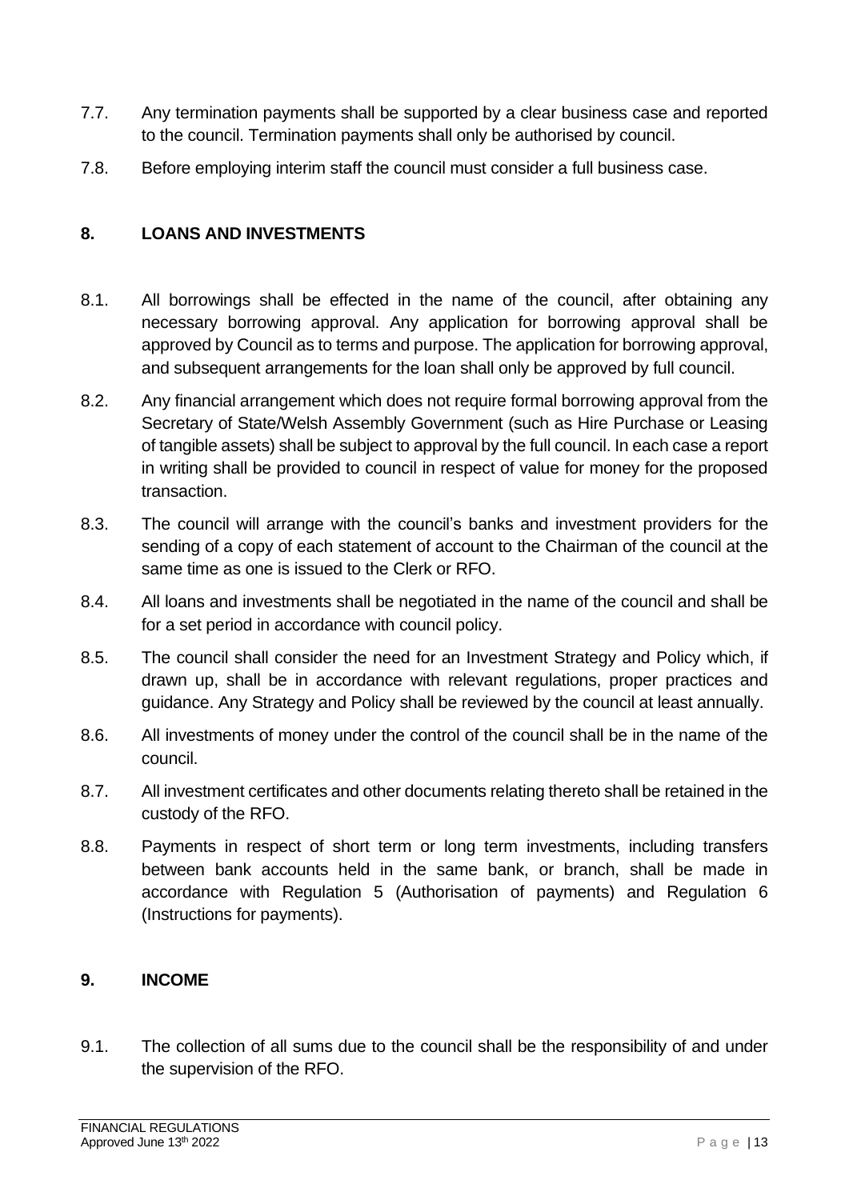7.7. Any termination payments shall be supported by a clear business case and reported to the council. Termination payments shall only be authorised by council.

7.8. Before employing interim staff the council must consider a full business case.

## 8. LOANS AND INVESTMENTS

8.1. All borrowings shall be effected in the name of the council, after obtaining any necessary borrowing approval. Any application for borrowing approval shall be approved by Council as to terms and purpose. The application for borrowing approval, and subsequent arrangements for the loan shall only be approved by full council.

8.2. Any financial arrangement which does not require formal borrowing approval from the Secretary of State/Welsh Assembly Government (such as Hire Purchase or Leasing of tangible assets) shall be subject to approval by the full council. In each case a report in writing shall be provided to council in respect of value for money for the proposed transaction.

8.3. The council will arrange with the council's banks and investment providers for the sending of a copy of each statement of account to the Chairman of the council at the same time as one is issued to the Clerk or RFO.

8.4. All loans and investments shall be negotiated in the name of the council and shall be for a set period in accordance with council policy.

8.5. The council shall consider the need for an Investment Strategy and Policy which, if drawn up, shall be in accordance with relevant regulations, proper practices and guidance. Any Strategy and Policy shall be reviewed by the council at least annually.

8.6. All investments of money under the control of the council shall be in the name of the council.

8.7. All investment certificates and other documents relating thereto shall be retained in the custody of the RFO.

8.8. Payments in respect of short term or long term investments, including transfers between bank accounts held in the same bank, or branch, shall be made in accordance with Regulation 5 (Authorisation of payments) and Regulation 6 (Instructions for payments).

## 9. INCOME

9.1. The collection of all sums due to the council shall be the responsibility of and under the supervision of the RFO.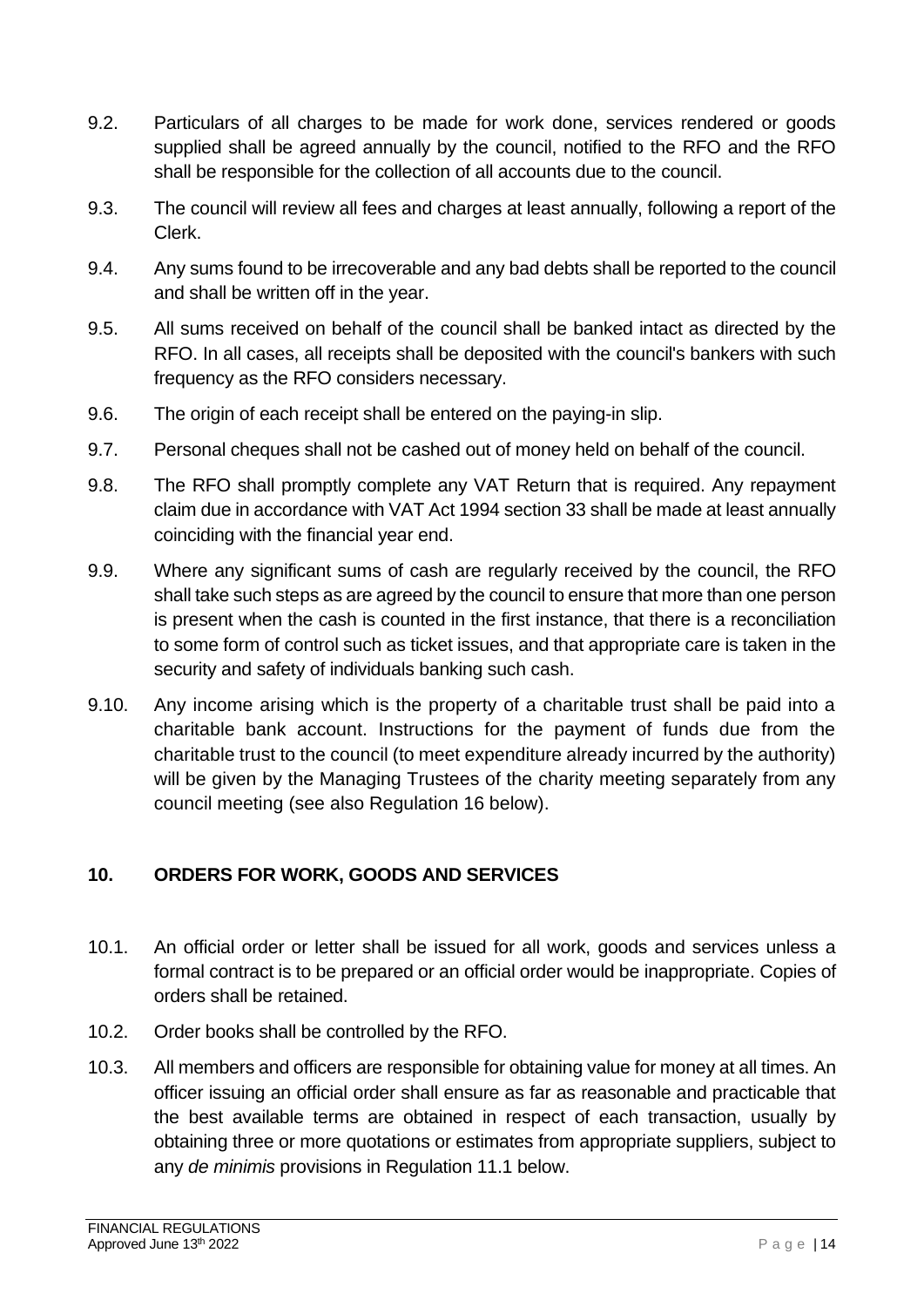9.2. Particulars of all charges to be made for work done, services rendered or goods supplied shall be agreed annually by the council, notified to the RFO and the RFO shall be responsible for the collection of all accounts due to the council.

9.3. The council will review all fees and charges at least annually, following a report of the Clerk.

9.4. Any sums found to be irrecoverable and any bad debts shall be reported to the council and shall be written off in the year.

9.5. All sums received on behalf of the council shall be banked intact as directed by the RFO. In all cases, all receipts shall be deposited with the council's bankers with such frequency as the RFO considers necessary.

9.6. The origin of each receipt shall be entered on the paying-in slip.

9.7. Personal cheques shall not be cashed out of money held on behalf of the council.

9.8. The RFO shall promptly complete any VAT Return that is required. Any repayment claim due in accordance with VAT Act 1994 section 33 shall be made at least annually coinciding with the financial year end.

9.9. Where any significant sums of cash are regularly received by the council, the RFO shall take such steps as are agreed by the council to ensure that more than one person is present when the cash is counted in the first instance, that there is a reconciliation to some form of control such as ticket issues, and that appropriate care is taken in the security and safety of individuals banking such cash.

9.10. Any income arising which is the property of a charitable trust shall be paid into a charitable bank account. Instructions for the payment of funds due from the charitable trust to the council (to meet expenditure already incurred by the authority) will be given by the Managing Trustees of the charity meeting separately from any council meeting (see also Regulation 16 below).

## 10. ORDERS FOR WORK, GOODS AND SERVICES

10.1. An official order or letter shall be issued for all work, goods and services unless a formal contract is to be prepared or an official order would be inappropriate. Copies of orders shall be retained.

10.2. Order books shall be controlled by the RFO.

10.3. All members and officers are responsible for obtaining value for money at all times. An officer issuing an official order shall ensure as far as reasonable and practicable that the best available terms are obtained in respect of each transaction, usually by obtaining three or more quotations or estimates from appropriate suppliers, subject to any *de minimis* provisions in Regulation 11.1 below.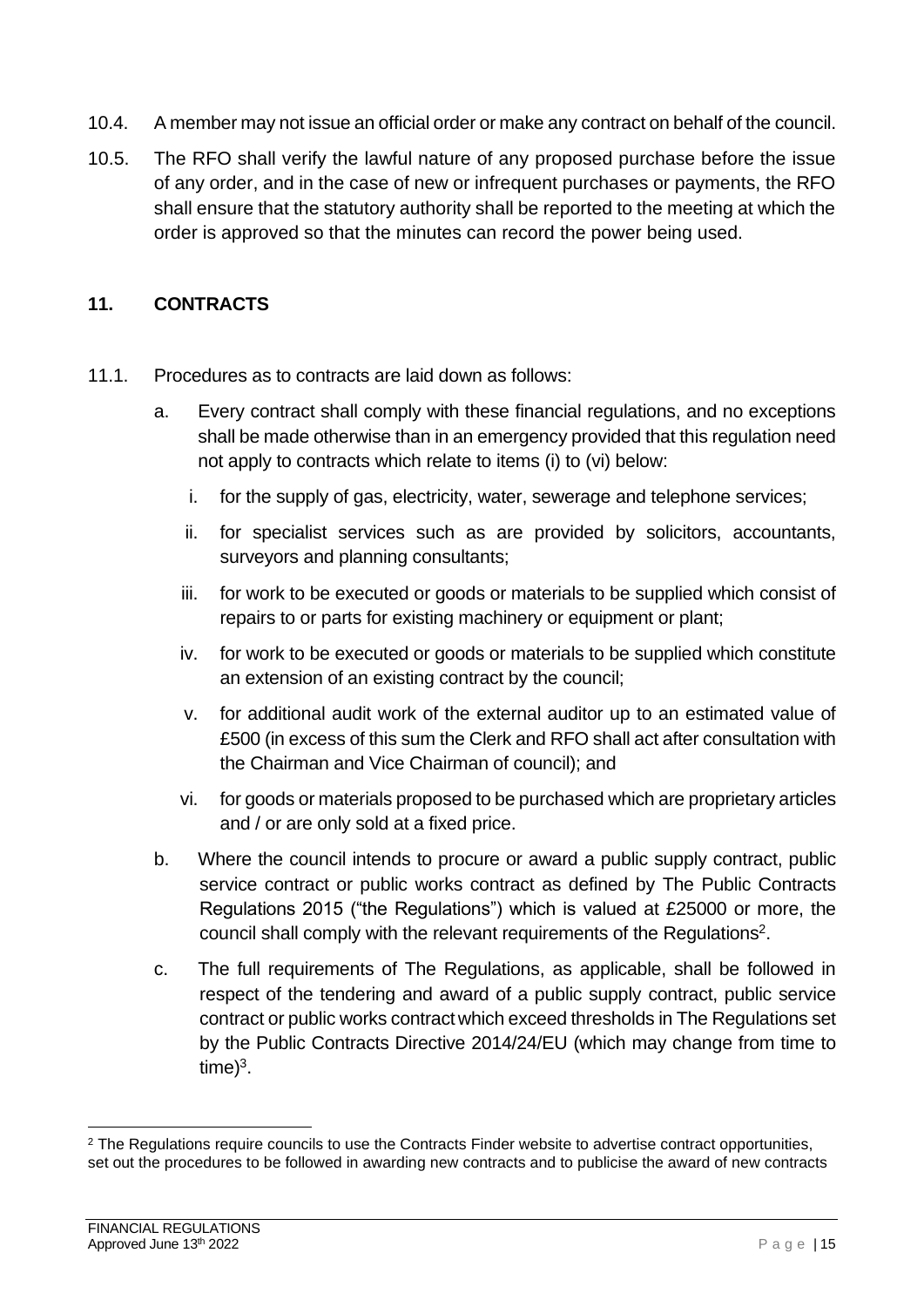10.4. A member may not issue an official order or make any contract on behalf of the council.

10.5. The RFO shall verify the lawful nature of any proposed purchase before the issue of any order, and in the case of new or infrequent purchases or payments, the RFO shall ensure that the statutory authority shall be reported to the meeting at which the order is approved so that the minutes can record the power being used.

## 11. CONTRACTS

11.1. Procedures as to contracts are laid down as follows:

a. Every contract shall comply with these financial regulations, and no exceptions shall be made otherwise than in an emergency provided that this regulation need not apply to contracts which relate to items (i) to (vi) below:

   i. for the supply of gas, electricity, water, sewerage and telephone services;

   ii. for specialist services such as are provided by solicitors, accountants, surveyors and planning consultants;

   iii. for work to be executed or goods or materials to be supplied which consist of repairs to or parts for existing machinery or equipment or plant;

   iv. for work to be executed or goods or materials to be supplied which constitute an extension of an existing contract by the council;

   v. for additional audit work of the external auditor up to an estimated value of £500 (in excess of this sum the Clerk and RFO shall act after consultation with the Chairman and Vice Chairman of council); and

   vi. for goods or materials proposed to be purchased which are proprietary articles and / or are only sold at a fixed price.

b. Where the council intends to procure or award a public supply contract, public service contract or public works contract as defined by The Public Contracts Regulations 2015 ("the Regulations") which is valued at £25000 or more, the council shall comply with the relevant requirements of the Regulations[2].

c. The full requirements of The Regulations, as applicable, shall be followed in respect of the tendering and award of a public supply contract, public service contract or public works contract which exceed thresholds in The Regulations set by the Public Contracts Directive 2014/24/EU (which may change from time to time)[3].

---

[2] The Regulations require councils to use the Contracts Finder website to advertise contract opportunities, set out the procedures to be followed in awarding new contracts and to publicise the award of new contracts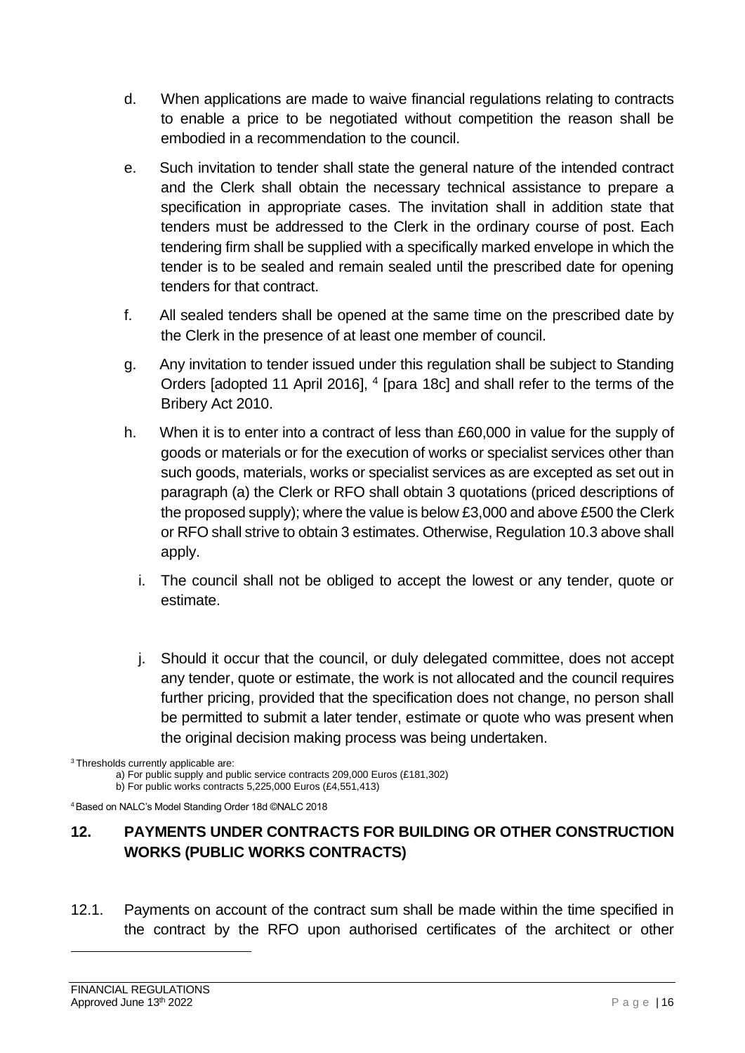d. When applications are made to waive financial regulations relating to contracts to enable a price to be negotiated without competition the reason shall be embodied in a recommendation to the council.

e. Such invitation to tender shall state the general nature of the intended contract and the Clerk shall obtain the necessary technical assistance to prepare a specification in appropriate cases. The invitation shall in addition state that tenders must be addressed to the Clerk in the ordinary course of post. Each tendering firm shall be supplied with a specifically marked envelope in which the tender is to be sealed and remain sealed until the prescribed date for opening tenders for that contract.

f. All sealed tenders shall be opened at the same time on the prescribed date by the Clerk in the presence of at least one member of council.

g. Any invitation to tender issued under this regulation shall be subject to Standing Orders [adopted 11 April 2016], [4] [para 18c] and shall refer to the terms of the Bribery Act 2010.

h. When it is to enter into a contract of less than £60,000 in value for the supply of goods or materials or for the execution of works or specialist services other than such goods, materials, works or specialist services as are excepted as set out in paragraph (a) the Clerk or RFO shall obtain 3 quotations (priced descriptions of the proposed supply); where the value is below £3,000 and above £500 the Clerk or RFO shall strive to obtain 3 estimates. Otherwise, Regulation 10.3 above shall apply.

i. The council shall not be obliged to accept the lowest or any tender, quote or estimate.

j. Should it occur that the council, or duly delegated committee, does not accept any tender, quote or estimate, the work is not allocated and the council requires further pricing, provided that the specification does not change, no person shall be permitted to submit a later tender, estimate or quote who was present when the original decision making process was being undertaken.

[3] Thresholds currently applicable are:
a) For public supply and public service contracts 209,000 Euros (£181,302)
b) For public works contracts 5,225,000 Euros (£4,551,413)

[4] Based on NALC's Model Standing Order 18d ©NALC 2018

## 12. PAYMENTS UNDER CONTRACTS FOR BUILDING OR OTHER CONSTRUCTION WORKS (PUBLIC WORKS CONTRACTS)

12.1. Payments on account of the contract sum shall be made within the time specified in the contract by the RFO upon authorised certificates of the architect or other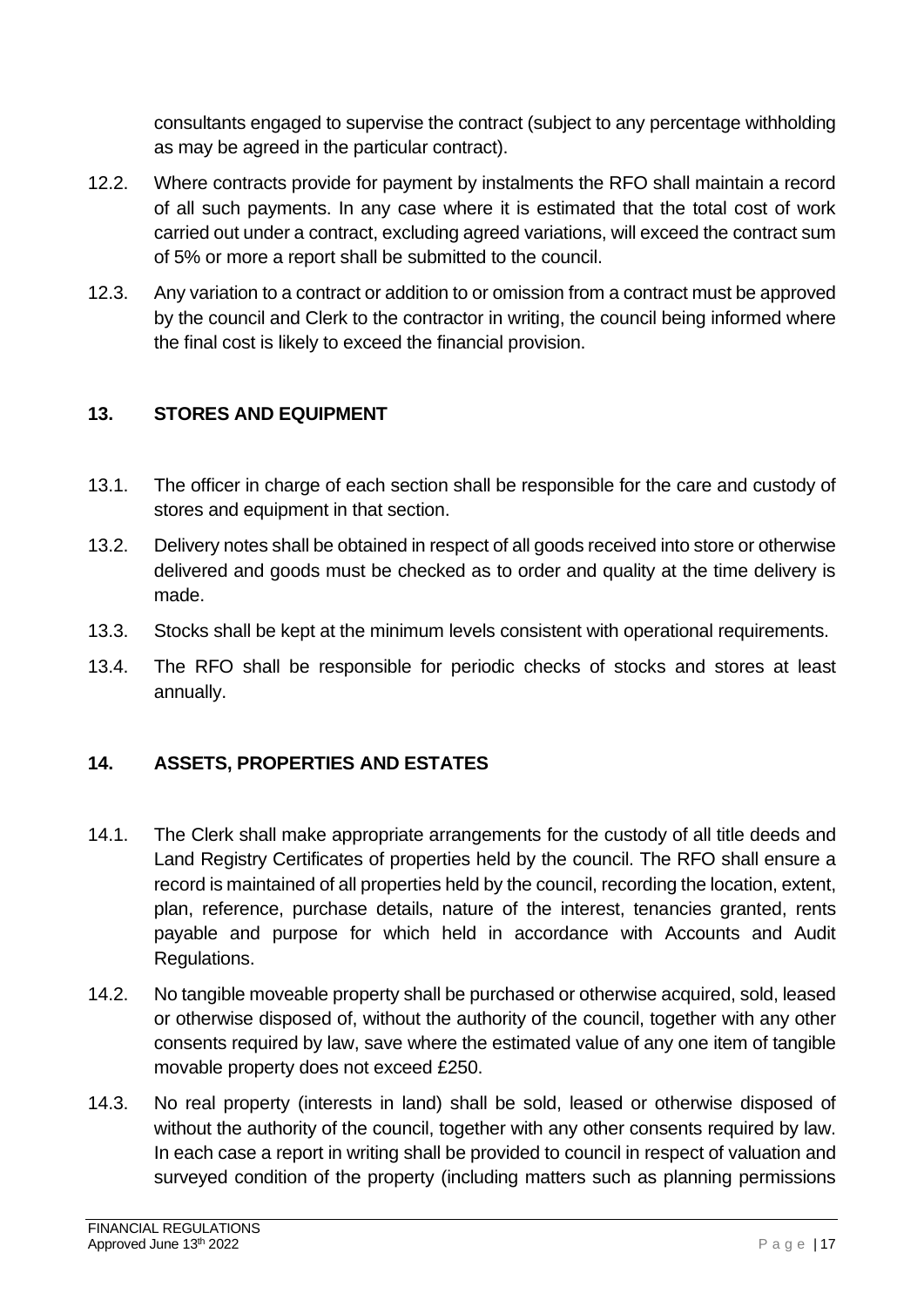consultants engaged to supervise the contract (subject to any percentage withholding as may be agreed in the particular contract).

12.2. Where contracts provide for payment by instalments the RFO shall maintain a record of all such payments. In any case where it is estimated that the total cost of work carried out under a contract, excluding agreed variations, will exceed the contract sum of 5% or more a report shall be submitted to the council.

12.3. Any variation to a contract or addition to or omission from a contract must be approved by the council and Clerk to the contractor in writing, the council being informed where the final cost is likely to exceed the financial provision.

## 13. STORES AND EQUIPMENT

13.1. The officer in charge of each section shall be responsible for the care and custody of stores and equipment in that section.

13.2. Delivery notes shall be obtained in respect of all goods received into store or otherwise delivered and goods must be checked as to order and quality at the time delivery is made.

13.3. Stocks shall be kept at the minimum levels consistent with operational requirements.

13.4. The RFO shall be responsible for periodic checks of stocks and stores at least annually.

## 14. ASSETS, PROPERTIES AND ESTATES

14.1. The Clerk shall make appropriate arrangements for the custody of all title deeds and Land Registry Certificates of properties held by the council. The RFO shall ensure a record is maintained of all properties held by the council, recording the location, extent, plan, reference, purchase details, nature of the interest, tenancies granted, rents payable and purpose for which held in accordance with Accounts and Audit Regulations.

14.2. No tangible moveable property shall be purchased or otherwise acquired, sold, leased or otherwise disposed of, without the authority of the council, together with any other consents required by law, save where the estimated value of any one item of tangible movable property does not exceed £250.

14.3. No real property (interests in land) shall be sold, leased or otherwise disposed of without the authority of the council, together with any other consents required by law. In each case a report in writing shall be provided to council in respect of valuation and surveyed condition of the property (including matters such as planning permissions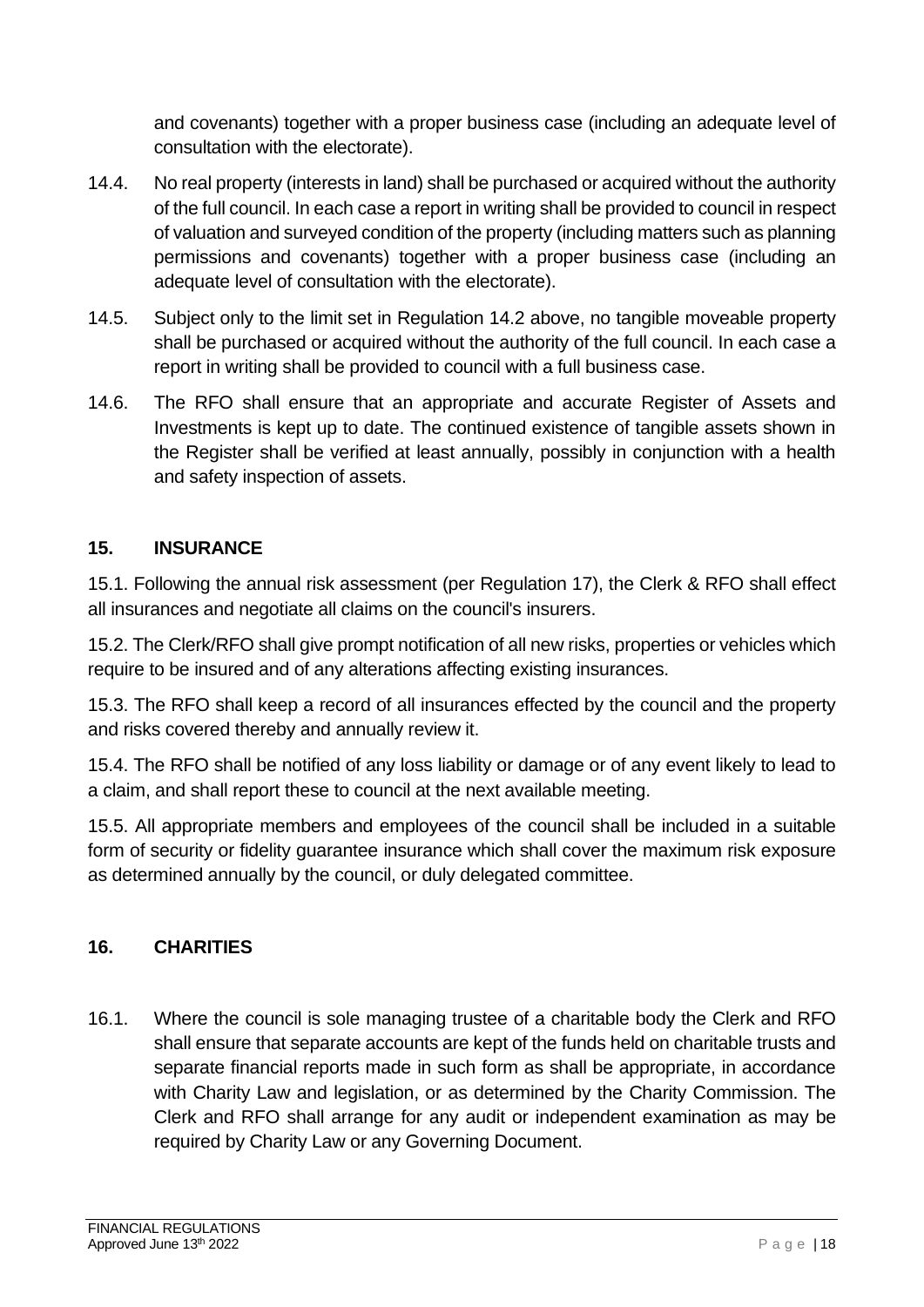and covenants) together with a proper business case (including an adequate level of consultation with the electorate).

14.4. No real property (interests in land) shall be purchased or acquired without the authority of the full council. In each case a report in writing shall be provided to council in respect of valuation and surveyed condition of the property (including matters such as planning permissions and covenants) together with a proper business case (including an adequate level of consultation with the electorate).

14.5. Subject only to the limit set in Regulation 14.2 above, no tangible moveable property shall be purchased or acquired without the authority of the full council. In each case a report in writing shall be provided to council with a full business case.

14.6. The RFO shall ensure that an appropriate and accurate Register of Assets and Investments is kept up to date. The continued existence of tangible assets shown in the Register shall be verified at least annually, possibly in conjunction with a health and safety inspection of assets.

## 15. INSURANCE

15.1. Following the annual risk assessment (per Regulation 17), the Clerk & RFO shall effect all insurances and negotiate all claims on the council's insurers.

15.2. The Clerk/RFO shall give prompt notification of all new risks, properties or vehicles which require to be insured and of any alterations affecting existing insurances.

15.3. The RFO shall keep a record of all insurances effected by the council and the property and risks covered thereby and annually review it.

15.4. The RFO shall be notified of any loss liability or damage or of any event likely to lead to a claim, and shall report these to council at the next available meeting.

15.5. All appropriate members and employees of the council shall be included in a suitable form of security or fidelity guarantee insurance which shall cover the maximum risk exposure as determined annually by the council, or duly delegated committee.

## 16. CHARITIES

16.1. Where the council is sole managing trustee of a charitable body the Clerk and RFO shall ensure that separate accounts are kept of the funds held on charitable trusts and separate financial reports made in such form as shall be appropriate, in accordance with Charity Law and legislation, or as determined by the Charity Commission. The Clerk and RFO shall arrange for any audit or independent examination as may be required by Charity Law or any Governing Document.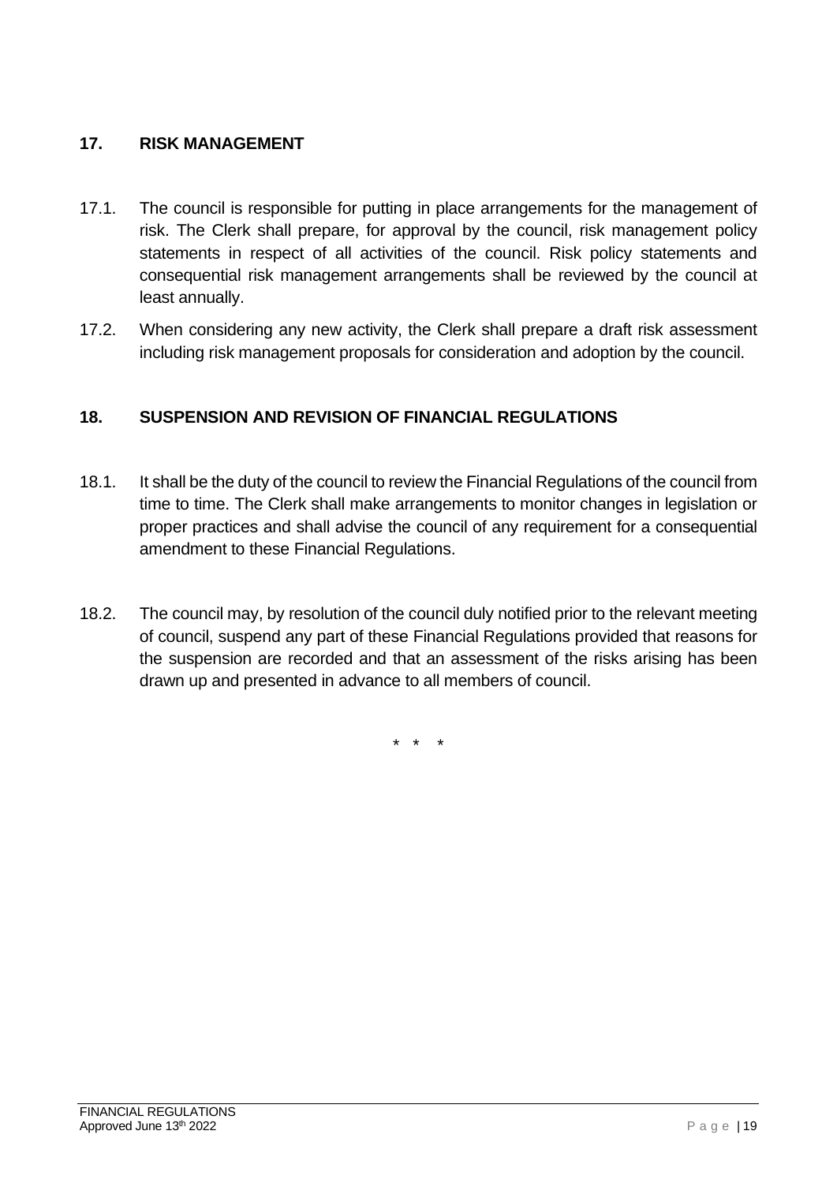## 17. RISK MANAGEMENT

17.1. The council is responsible for putting in place arrangements for the management of risk. The Clerk shall prepare, for approval by the council, risk management policy statements in respect of all activities of the council. Risk policy statements and consequential risk management arrangements shall be reviewed by the council at least annually.

17.2. When considering any new activity, the Clerk shall prepare a draft risk assessment including risk management proposals for consideration and adoption by the council.

## 18. SUSPENSION AND REVISION OF FINANCIAL REGULATIONS

18.1. It shall be the duty of the council to review the Financial Regulations of the council from time to time. The Clerk shall make arrangements to monitor changes in legislation or proper practices and shall advise the council of any requirement for a consequential amendment to these Financial Regulations.

18.2. The council may, by resolution of the council duly notified prior to the relevant meeting of council, suspend any part of these Financial Regulations provided that reasons for the suspension are recorded and that an assessment of the risks arising has been drawn up and presented in advance to all members of council.

\* \* \*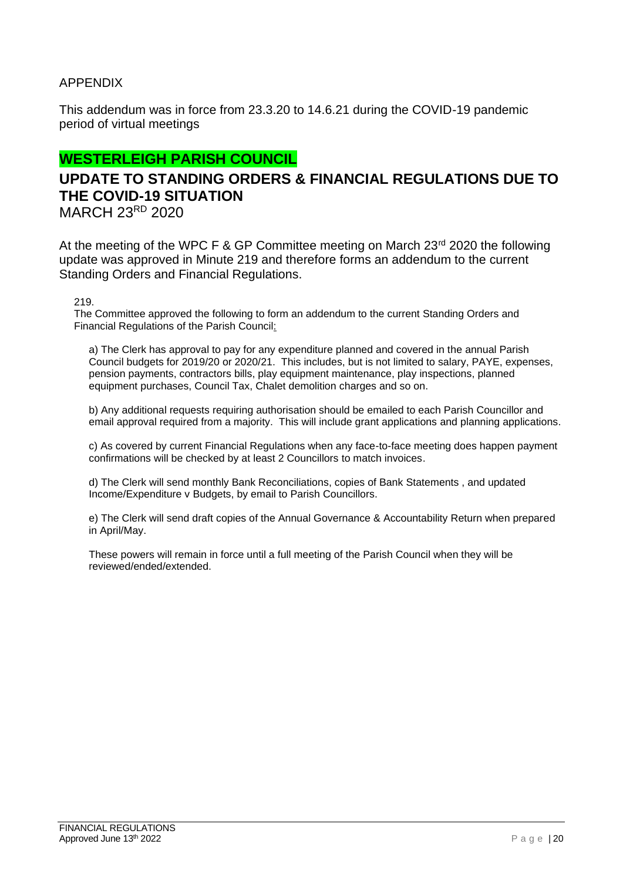APPENDIX

This addendum was in force from 23.3.20 to 14.6.21 during the COVID-19 pandemic period of virtual meetings

## WESTERLEIGH PARISH COUNCIL

# UPDATE TO STANDING ORDERS & FINANCIAL REGULATIONS DUE TO THE COVID-19 SITUATION

MARCH 23RD 2020

At the meeting of the WPC F & GP Committee meeting on March 23rd 2020 the following update was approved in Minute 219 and therefore forms an addendum to the current Standing Orders and Financial Regulations.

219.

The Committee approved the following to form an addendum to the current Standing Orders and Financial Regulations of the Parish Council:

a) The Clerk has approval to pay for any expenditure planned and covered in the annual Parish Council budgets for 2019/20 or 2020/21. This includes, but is not limited to salary, PAYE, expenses, pension payments, contractors bills, play equipment maintenance, play inspections, planned equipment purchases, Council Tax, Chalet demolition charges and so on.

b) Any additional requests requiring authorisation should be emailed to each Parish Councillor and email approval required from a majority. This will include grant applications and planning applications.

c) As covered by current Financial Regulations when any face-to-face meeting does happen payment confirmations will be checked by at least 2 Councillors to match invoices.

d) The Clerk will send monthly Bank Reconciliations, copies of Bank Statements , and updated Income/Expenditure v Budgets, by email to Parish Councillors.

e) The Clerk will send draft copies of the Annual Governance & Accountability Return when prepared in April/May.

These powers will remain in force until a full meeting of the Parish Council when they will be reviewed/ended/extended.